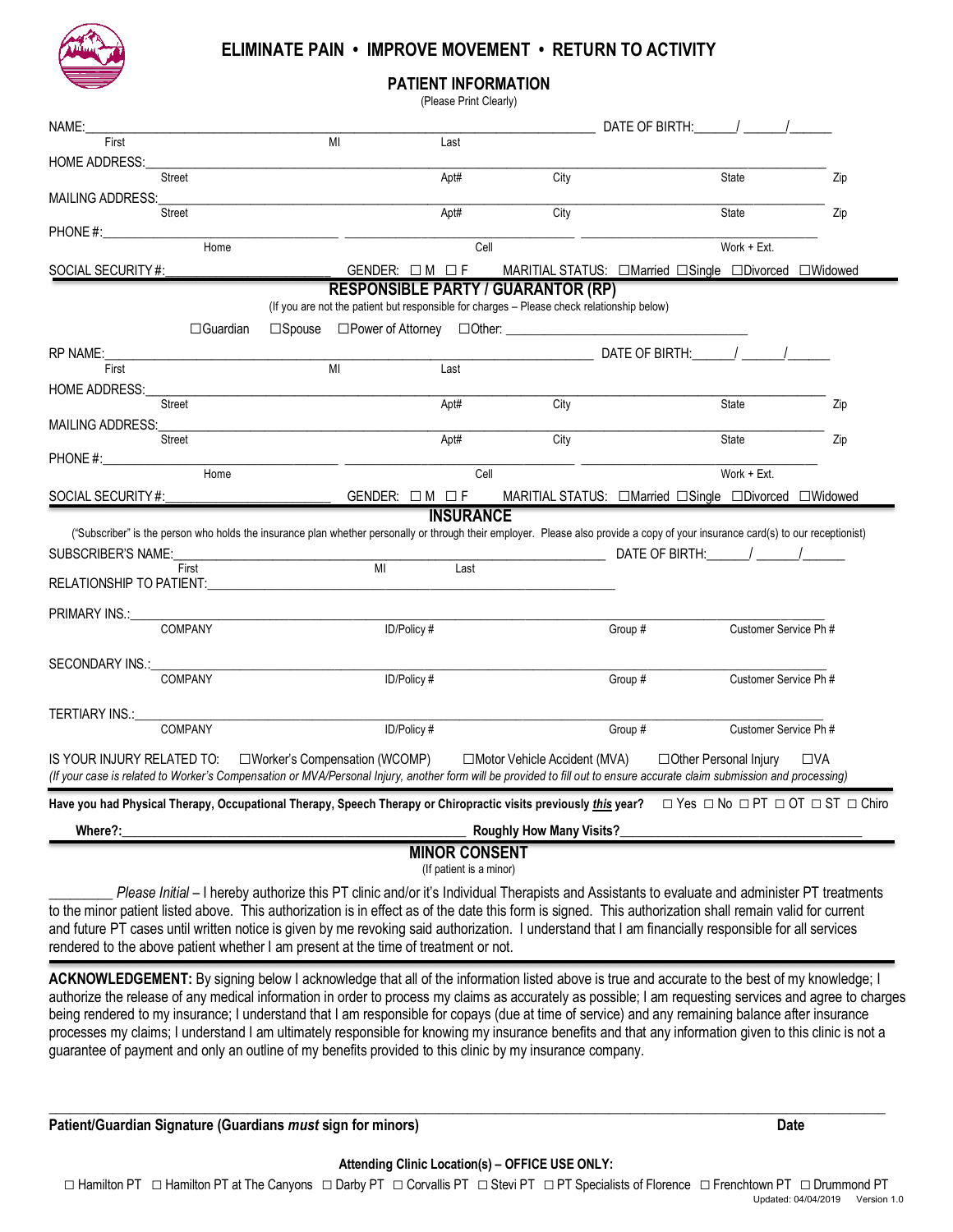# ELIMINATE PAIN • IMPROVE MOVEMENT • RETURN TO ACTIVITY

## PATIENT INFORMATION

(Please Print Clearly)

NAME:\_\_\_\_\_\_\_\_\_\_\_\_\_\_\_\_\_\_\_\_\_\_\_\_\_\_\_\_\_\_\_\_\_\_\_\_\_\_\_\_\_\_\_\_\_\_\_\_\_\_\_\_\_\_ DATE OF BIRTH:\_\_\_\_\_\_/ \_\_\_\_\_\_/\_\_\_\_\_\_
First MI Last

HOME ADDRESS:\_\_\_\_\_\_\_\_\_\_\_\_\_\_\_\_\_\_\_\_\_\_\_\_\_\_\_\_\_\_\_\_\_\_\_\_\_\_\_\_\_\_\_\_\_\_\_\_\_\_\_\_\_\_\_\_\_\_\_\_\_\_\_\_
Street Apt# City State Zip

MAILING ADDRESS:\_\_\_\_\_\_\_\_\_\_\_\_\_\_\_\_\_\_\_\_\_\_\_\_\_\_\_\_\_\_\_\_\_\_\_\_\_\_\_\_\_\_\_\_\_\_\_\_\_\_\_\_\_\_\_\_\_\_\_\_\_\_
Street Apt# City State Zip

PHONE #:\_\_\_\_\_\_\_\_\_\_\_\_\_\_\_\_\_\_\_\_\_\_\_\_ \_\_\_\_\_\_\_\_\_\_\_\_\_\_\_\_\_\_\_\_\_\_\_\_ \_\_\_\_\_\_\_\_\_\_\_\_\_\_\_\_\_\_\_\_\_\_\_\_
Home Cell Work + Ext.

SOCIAL SECURITY #:\_\_\_\_\_\_\_\_\_\_\_\_\_\_\_\_\_\_\_\_\_\_ GENDER: ☐ M ☐ F MARITIAL STATUS: ☐Married ☐Single ☐Divorced ☐Widowed

## RESPONSIBLE PARTY / GUARANTOR (RP)

(If you are not the patient but responsible for charges – Please check relationship below)

☐Guardian ☐Spouse ☐Power of Attorney ☐Other: \_\_\_\_\_\_\_\_\_\_\_\_\_\_\_\_\_\_\_\_\_\_\_\_\_\_\_\_\_\_\_\_

RP NAME:\_\_\_\_\_\_\_\_\_\_\_\_\_\_\_\_\_\_\_\_\_\_\_\_\_\_\_\_\_\_\_\_\_\_\_\_\_\_\_\_\_\_\_\_\_\_\_\_\_\_\_\_\_\_ DATE OF BIRTH:\_\_\_\_\_\_/ \_\_\_\_\_\_/\_\_\_\_\_\_
First MI Last

HOME ADDRESS:\_\_\_\_\_\_\_\_\_\_\_\_\_\_\_\_\_\_\_\_\_\_\_\_\_\_\_\_\_\_\_\_\_\_\_\_\_\_\_\_\_\_\_\_\_\_\_\_\_\_\_\_\_\_\_\_\_\_\_\_\_\_\_\_
Street Apt# City State Zip

MAILING ADDRESS:\_\_\_\_\_\_\_\_\_\_\_\_\_\_\_\_\_\_\_\_\_\_\_\_\_\_\_\_\_\_\_\_\_\_\_\_\_\_\_\_\_\_\_\_\_\_\_\_\_\_\_\_\_\_\_\_\_\_\_\_\_\_
Street Apt# City State Zip

PHONE #:\_\_\_\_\_\_\_\_\_\_\_\_\_\_\_\_\_\_\_\_\_\_\_\_ \_\_\_\_\_\_\_\_\_\_\_\_\_\_\_\_\_\_\_\_\_\_\_\_ \_\_\_\_\_\_\_\_\_\_\_\_\_\_\_\_\_\_\_\_\_\_\_\_
Home Cell Work + Ext.

SOCIAL SECURITY #:\_\_\_\_\_\_\_\_\_\_\_\_\_\_\_\_\_\_\_\_\_\_ GENDER: ☐ M ☐ F MARITIAL STATUS: ☐Married ☐Single ☐Divorced ☐Widowed

## INSURANCE

("Subscriber" is the person who holds the insurance plan whether personally or through their employer. Please also provide a copy of your insurance card(s) to our receptionist)

SUBSCRIBER'S NAME:\_\_\_\_\_\_\_\_\_\_\_\_\_\_\_\_\_\_\_\_\_\_\_\_\_\_\_\_\_\_\_\_\_\_\_\_\_\_\_\_\_\_\_\_\_\_\_\_ DATE OF BIRTH:\_\_\_\_\_\_/ \_\_\_\_\_\_/\_\_\_\_\_\_
First MI Last

RELATIONSHIP TO PATIENT:\_\_\_\_\_\_\_\_\_\_\_\_\_\_\_\_\_\_\_\_\_\_\_\_\_\_\_\_\_\_\_\_\_\_\_\_\_\_\_\_\_\_\_\_

PRIMARY INS.:\_\_\_\_\_\_\_\_\_\_\_\_\_\_\_\_\_\_\_\_\_\_\_\_\_\_\_\_\_\_\_\_\_\_\_\_\_\_\_\_\_\_\_\_\_\_\_\_\_\_\_\_\_\_\_\_\_\_\_\_\_\_\_\_
COMPANY ID/Policy # Group # Customer Service Ph #

SECONDARY INS.:\_\_\_\_\_\_\_\_\_\_\_\_\_\_\_\_\_\_\_\_\_\_\_\_\_\_\_\_\_\_\_\_\_\_\_\_\_\_\_\_\_\_\_\_\_\_\_\_\_\_\_\_\_\_\_\_\_\_\_\_\_\_
COMPANY ID/Policy # Group # Customer Service Ph #

TERTIARY INS.:\_\_\_\_\_\_\_\_\_\_\_\_\_\_\_\_\_\_\_\_\_\_\_\_\_\_\_\_\_\_\_\_\_\_\_\_\_\_\_\_\_\_\_\_\_\_\_\_\_\_\_\_\_\_\_\_\_\_\_\_\_\_\_\_
COMPANY ID/Policy # Group # Customer Service Ph #

IS YOUR INJURY RELATED TO: ☐Worker's Compensation (WCOMP) ☐Motor Vehicle Accident (MVA) ☐Other Personal Injury ☐VA

*(If your case is related to Worker's Compensation or MVA/Personal Injury, another form will be provided to fill out to ensure accurate claim submission and processing)*

**Have you had Physical Therapy, Occupational Therapy, Speech Therapy or Chiropractic visits previously *this* year?** ☐ Yes ☐ No ☐ PT ☐ OT ☐ ST ☐ Chiro

**Where?:**\_\_\_\_\_\_\_\_\_\_\_\_\_\_\_\_\_\_\_\_\_\_\_\_\_\_\_\_\_\_\_\_\_\_\_\_\_\_\_\_ **Roughly How Many Visits?**\_\_\_\_\_\_\_\_\_\_\_\_\_\_\_\_\_\_\_\_\_\_\_\_\_\_\_\_

## MINOR CONSENT

(If patient is a minor)

\_\_\_\_\_\_\_\_\_ *Please Initial* – I hereby authorize this PT clinic and/or it's Individual Therapists and Assistants to evaluate and administer PT treatments to the minor patient listed above. This authorization is in effect as of the date this form is signed. This authorization shall remain valid for current and future PT cases until written notice is given by me revoking said authorization. I understand that I am financially responsible for all services rendered to the above patient whether I am present at the time of treatment or not.

**ACKNOWLEDGEMENT:** By signing below I acknowledge that all of the information listed above is true and accurate to the best of my knowledge; I authorize the release of any medical information in order to process my claims as accurately as possible; I am requesting services and agree to charges being rendered to my insurance; I understand that I am responsible for copays (due at time of service) and any remaining balance after insurance processes my claims; I understand I am ultimately responsible for knowing my insurance benefits and that any information given to this clinic is not a guarantee of payment and only an outline of my benefits provided to this clinic by my insurance company.

\_\_\_\_\_\_\_\_\_\_\_\_\_\_\_\_\_\_\_\_\_\_\_\_\_\_\_\_\_\_\_\_\_\_\_\_\_\_\_\_\_\_\_\_\_\_\_\_\_\_\_\_\_\_\_\_\_\_\_\_\_\_\_\_\_\_\_\_\_\_\_\_\_\_\_\_
**Patient/Guardian Signature (Guardians *must* sign for minors)** **Date**

**Attending Clinic Location(s) – OFFICE USE ONLY:**

☐ Hamilton PT ☐ Hamilton PT at The Canyons ☐ Darby PT ☐ Corvallis PT ☐ Stevi PT ☐ PT Specialists of Florence ☐ Frenchtown PT ☐ Drummond PT

Updated: 04/04/2019 Version 1.0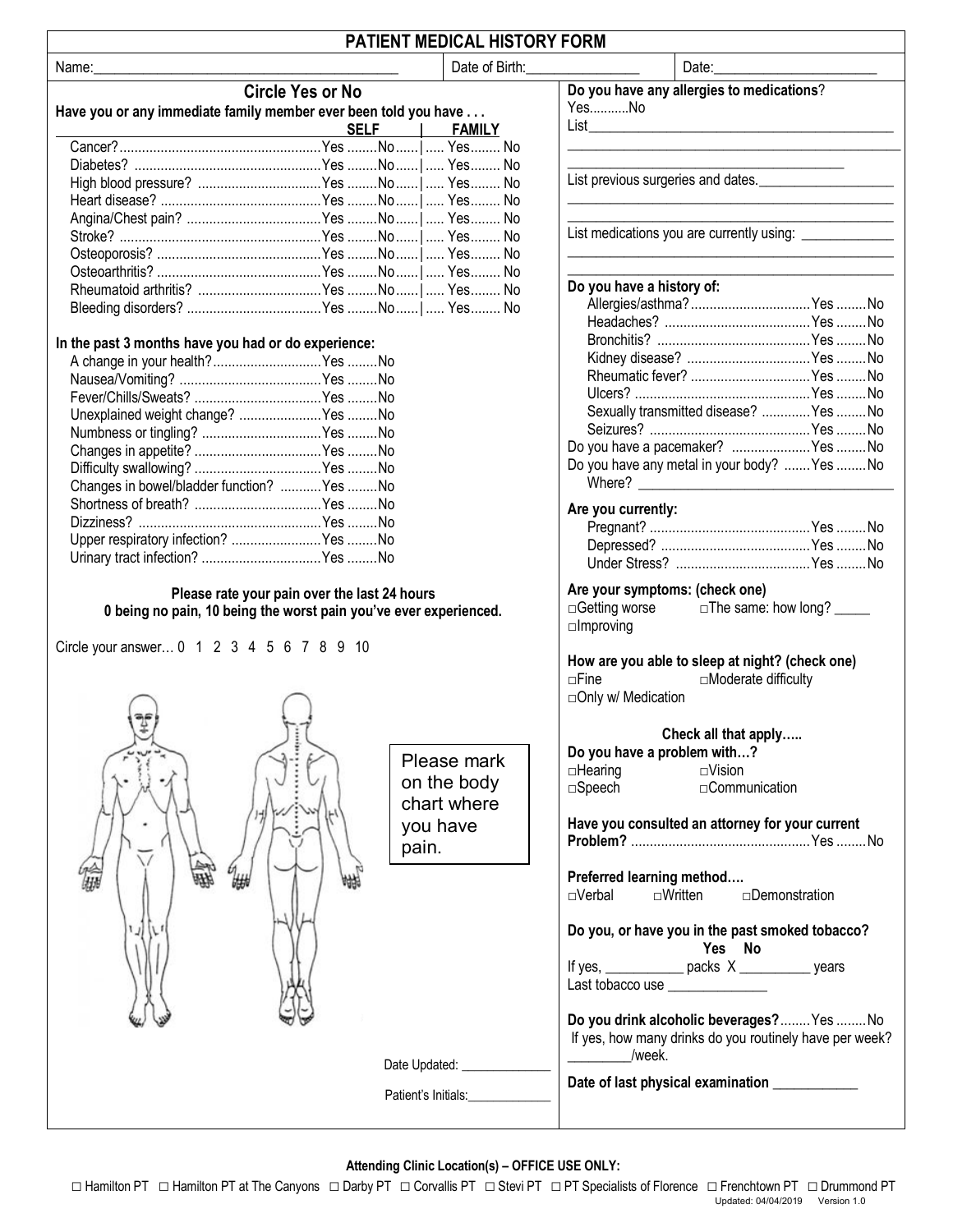# PATIENT MEDICAL HISTORY FORM

Name:\_\_\_\_\_\_\_\_\_\_\_\_\_\_\_\_\_\_\_\_\_\_\_\_\_\_\_\_\_\_\_\_\_\_\_\_\_\_\_\_ Date of Birth:\_\_\_\_\_\_\_\_\_\_\_\_\_\_\_\_ Date:\_\_\_\_\_\_\_\_\_\_\_\_\_\_\_\_\_\_\_\_\_\_

## Circle Yes or No

**Have you or any immediate family member ever been told you have . . .**

| | SELF | | FAMILY | |
|---|---|---|---|---|
| Cancer? | Yes | No | Yes | No |
| Diabetes? | Yes | No | Yes | No |
| High blood pressure? | Yes | No | Yes | No |
| Heart disease? | Yes | No | Yes | No |
| Angina/Chest pain? | Yes | No | Yes | No |
| Stroke? | Yes | No | Yes | No |
| Osteoporosis? | Yes | No | Yes | No |
| Osteoarthritis? | Yes | No | Yes | No |
| Rheumatoid arthritis? | Yes | No | Yes | No |
| Bleeding disorders? | Yes | No | Yes | No |

**In the past 3 months have you had or do experience:**

| | | |
|---|---|---|
| A change in your health? | Yes | No |
| Nausea/Vomiting? | Yes | No |
| Fever/Chills/Sweats? | Yes | No |
| Unexplained weight change? | Yes | No |
| Numbness or tingling? | Yes | No |
| Changes in appetite? | Yes | No |
| Difficulty swallowing? | Yes | No |
| Changes in bowel/bladder function? | Yes | No |
| Shortness of breath? | Yes | No |
| Dizziness? | Yes | No |
| Upper respiratory infection? | Yes | No |
| Urinary tract infection? | Yes | No |

**Please rate your pain over the last 24 hours**
**0 being no pain, 10 being the worst pain you've ever experienced.**

Circle your answer… 0 1 2 3 4 5 6 7 8 9 10

Please mark on the body chart where you have pain.

Date Updated: \_\_\_\_\_\_\_\_\_\_\_\_\_

Patient's Initials:\_\_\_\_\_\_\_\_\_\_\_\_\_

**Do you have any allergies to medications**?
Yes...........No
List\_\_\_\_\_\_\_\_\_\_\_\_\_\_\_\_\_\_\_\_\_\_\_\_\_\_\_\_\_\_\_\_\_\_\_\_\_\_\_\_\_\_\_\_

List previous surgeries and dates.\_\_\_\_\_\_\_\_\_\_\_\_\_\_\_\_\_\_\_

List medications you are currently using: \_\_\_\_\_\_\_\_\_\_\_\_\_

**Do you have a history of:**

| | | |
|---|---|---|
| Allergies/asthma? | Yes | No |
| Headaches? | Yes | No |
| Bronchitis? | Yes | No |
| Kidney disease? | Yes | No |
| Rheumatic fever? | Yes | No |
| Ulcers? | Yes | No |
| Sexually transmitted disease? | Yes | No |
| Seizures? | Yes | No |
| Do you have a pacemaker? | Yes | No |
| Do you have any metal in your body? | Yes | No |

Where? \_\_\_\_\_\_\_\_\_\_\_\_\_\_\_\_\_\_\_\_\_\_\_\_\_\_\_\_\_\_\_\_\_\_\_\_

**Are you currently:**

| | | |
|---|---|---|
| Pregnant? | Yes | No |
| Depressed? | Yes | No |
| Under Stress? | Yes | No |

**Are your symptoms: (check one)**
□Getting worse □The same: how long? \_\_\_\_\_
□Improving

**How are you able to sleep at night? (check one)**
□Fine □Moderate difficulty
□Only w/ Medication

**Check all that apply…..**

**Do you have a problem with…?**
□Hearing □Vision
□Speech □Communication

**Have you consulted an attorney for your current Problem?** ............ Yes ........No

**Preferred learning method….**
□Verbal □Written □Demonstration

**Do you, or have you in the past smoked tobacco?**
**Yes No**
If yes, \_\_\_\_\_\_\_\_\_\_\_ packs X \_\_\_\_\_\_\_\_\_\_ years
Last tobacco use \_\_\_\_\_\_\_\_\_\_\_\_\_\_

**Do you drink alcoholic beverages?**........Yes ........No
If yes, how many drinks do you routinely have per week?
\_\_\_\_\_\_\_\_\_/week.

**Date of last physical examination** \_\_\_\_\_\_\_\_\_\_\_\_

**Attending Clinic Location(s) – OFFICE USE ONLY:**

□ Hamilton PT □ Hamilton PT at The Canyons □ Darby PT □ Corvallis PT □ Stevi PT □ PT Specialists of Florence □ Frenchtown PT □ Drummond PT

Updated: 04/04/2019 Version 1.0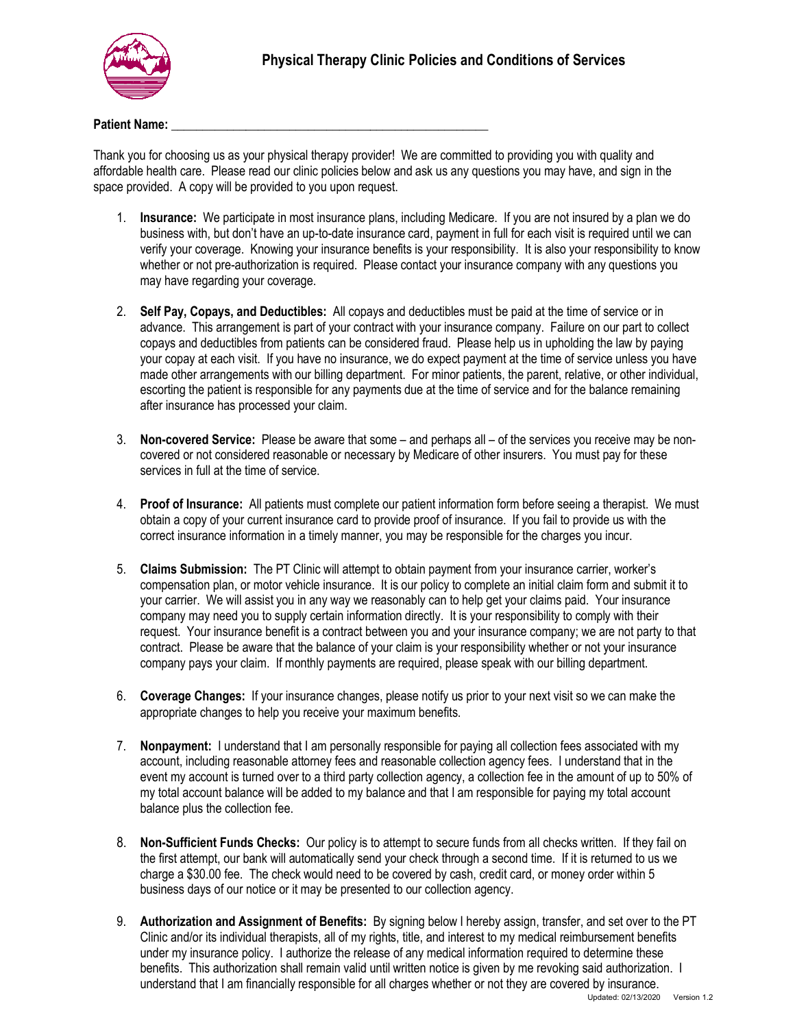# Physical Therapy Clinic Policies and Conditions of Services

**Patient Name:** \_\_\_\_\_\_\_\_\_\_\_\_\_\_\_\_\_\_\_\_\_\_\_\_\_\_\_\_\_\_\_\_\_\_\_\_\_\_\_\_\_\_\_\_\_\_\_\_\_\_\_\_

Thank you for choosing us as your physical therapy provider! We are committed to providing you with quality and affordable health care. Please read our clinic policies below and ask us any questions you may have, and sign in the space provided. A copy will be provided to you upon request.

1. **Insurance:** We participate in most insurance plans, including Medicare. If you are not insured by a plan we do business with, but don't have an up-to-date insurance card, payment in full for each visit is required until we can verify your coverage. Knowing your insurance benefits is your responsibility. It is also your responsibility to know whether or not pre-authorization is required. Please contact your insurance company with any questions you may have regarding your coverage.

2. **Self Pay, Copays, and Deductibles:** All copays and deductibles must be paid at the time of service or in advance. This arrangement is part of your contract with your insurance company. Failure on our part to collect copays and deductibles from patients can be considered fraud. Please help us in upholding the law by paying your copay at each visit. If you have no insurance, we do expect payment at the time of service unless you have made other arrangements with our billing department. For minor patients, the parent, relative, or other individual, escorting the patient is responsible for any payments due at the time of service and for the balance remaining after insurance has processed your claim.

3. **Non-covered Service:** Please be aware that some – and perhaps all – of the services you receive may be non-covered or not considered reasonable or necessary by Medicare of other insurers. You must pay for these services in full at the time of service.

4. **Proof of Insurance:** All patients must complete our patient information form before seeing a therapist. We must obtain a copy of your current insurance card to provide proof of insurance. If you fail to provide us with the correct insurance information in a timely manner, you may be responsible for the charges you incur.

5. **Claims Submission:** The PT Clinic will attempt to obtain payment from your insurance carrier, worker's compensation plan, or motor vehicle insurance. It is our policy to complete an initial claim form and submit it to your carrier. We will assist you in any way we reasonably can to help get your claims paid. Your insurance company may need you to supply certain information directly. It is your responsibility to comply with their request. Your insurance benefit is a contract between you and your insurance company; we are not party to that contract. Please be aware that the balance of your claim is your responsibility whether or not your insurance company pays your claim. If monthly payments are required, please speak with our billing department.

6. **Coverage Changes:** If your insurance changes, please notify us prior to your next visit so we can make the appropriate changes to help you receive your maximum benefits.

7. **Nonpayment:** I understand that I am personally responsible for paying all collection fees associated with my account, including reasonable attorney fees and reasonable collection agency fees. I understand that in the event my account is turned over to a third party collection agency, a collection fee in the amount of up to 50% of my total account balance will be added to my balance and that I am responsible for paying my total account balance plus the collection fee.

8. **Non-Sufficient Funds Checks:** Our policy is to attempt to secure funds from all checks written. If they fail on the first attempt, our bank will automatically send your check through a second time. If it is returned to us we charge a $30.00 fee. The check would need to be covered by cash, credit card, or money order within 5 business days of our notice or it may be presented to our collection agency.

9. **Authorization and Assignment of Benefits:** By signing below I hereby assign, transfer, and set over to the PT Clinic and/or its individual therapists, all of my rights, title, and interest to my medical reimbursement benefits under my insurance policy. I authorize the release of any medical information required to determine these benefits. This authorization shall remain valid until written notice is given by me revoking said authorization. I understand that I am financially responsible for all charges whether or not they are covered by insurance.

Updated: 02/13/2020 Version 1.2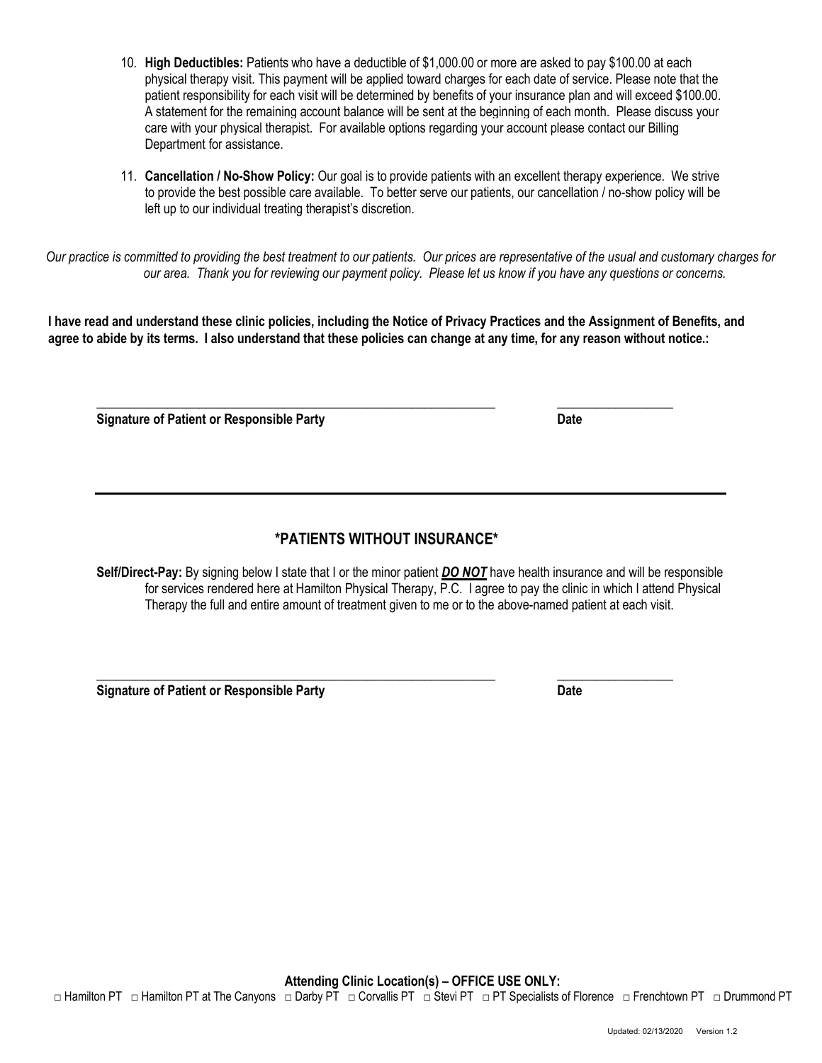10. **High Deductibles:** Patients who have a deductible of $1,000.00 or more are asked to pay $100.00 at each physical therapy visit. This payment will be applied toward charges for each date of service. Please note that the patient responsibility for each visit will be determined by benefits of your insurance plan and will exceed $100.00. A statement for the remaining account balance will be sent at the beginning of each month. Please discuss your care with your physical therapist. For available options regarding your account please contact our Billing Department for assistance.

11. **Cancellation / No-Show Policy:** Our goal is to provide patients with an excellent therapy experience. We strive to provide the best possible care available. To better serve our patients, our cancellation / no-show policy will be left up to our individual treating therapist's discretion.

*Our practice is committed to providing the best treatment to our patients. Our prices are representative of the usual and customary charges for our area. Thank you for reviewing our payment policy. Please let us know if you have any questions or concerns.*

**I have read and understand these clinic policies, including the Notice of Privacy Practices and the Assignment of Benefits, and agree to abide by its terms. I also understand that these policies can change at any time, for any reason without notice.:**

\_\_\_\_\_\_\_\_\_\_\_\_\_\_\_\_\_\_\_\_\_\_\_\_\_\_\_\_\_\_\_\_\_\_\_\_\_\_\_\_\_\_\_\_\_\_\_\_ \_\_\_\_\_\_\_\_\_\_\_\_\_\_\_\_\_\_

**Signature of Patient or Responsible Party** **Date**

---

## *PATIENTS WITHOUT INSURANCE*

**Self/Direct-Pay:** By signing below I state that I or the minor patient ***DO NOT*** have health insurance and will be responsible for services rendered here at Hamilton Physical Therapy, P.C. I agree to pay the clinic in which I attend Physical Therapy the full and entire amount of treatment given to me or to the above-named patient at each visit.

\_\_\_\_\_\_\_\_\_\_\_\_\_\_\_\_\_\_\_\_\_\_\_\_\_\_\_\_\_\_\_\_\_\_\_\_\_\_\_\_\_\_\_\_\_\_\_\_ \_\_\_\_\_\_\_\_\_\_\_\_\_\_\_\_\_\_

**Signature of Patient or Responsible Party** **Date**

**Attending Clinic Location(s) – OFFICE USE ONLY:**

□ Hamilton PT □ Hamilton PT at The Canyons □ Darby PT □ Corvallis PT □ Stevi PT □ PT Specialists of Florence □ Frenchtown PT □ Drummond PT

Updated: 02/13/2020 Version 1.2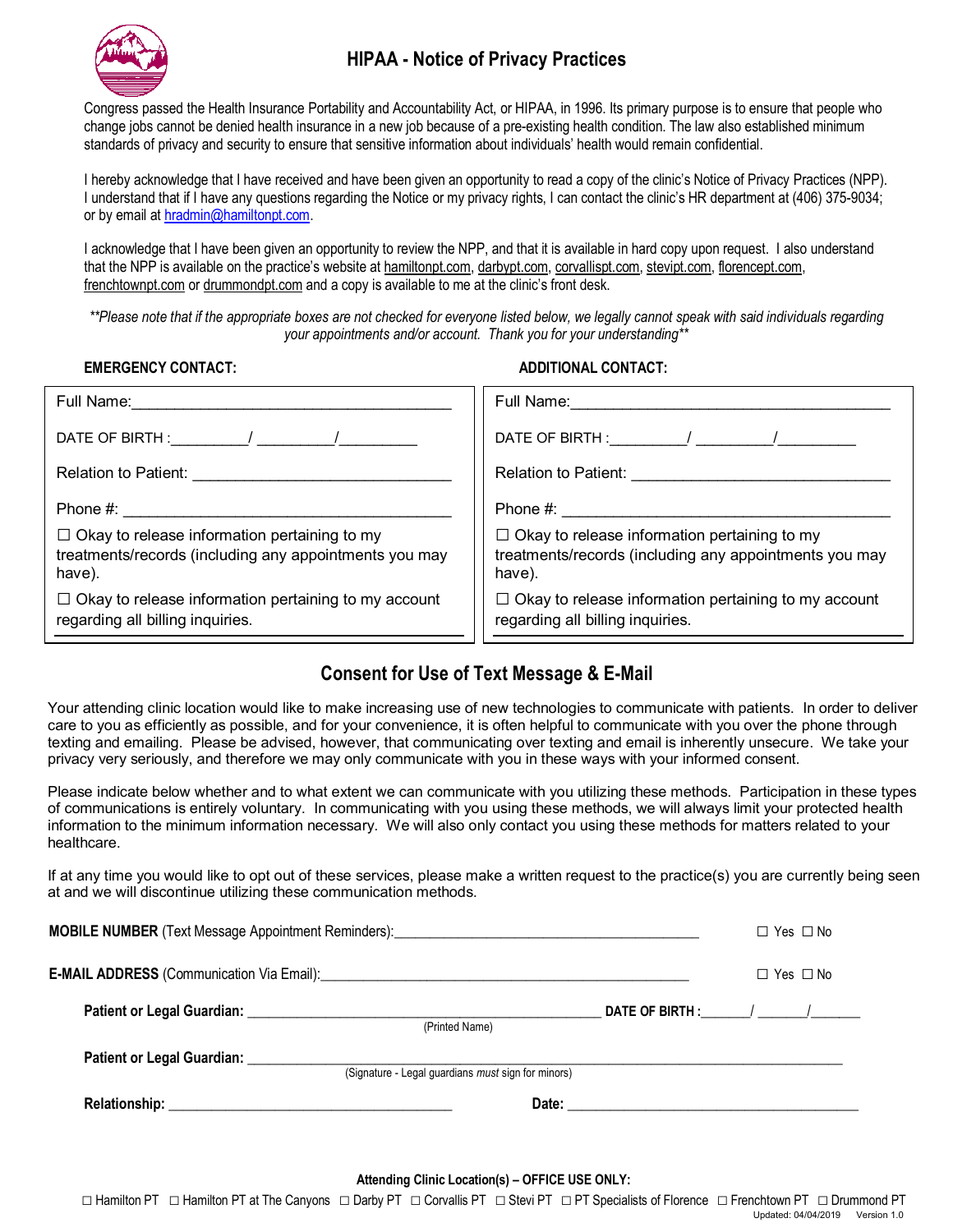# HIPAA - Notice of Privacy Practices

Congress passed the Health Insurance Portability and Accountability Act, or HIPAA, in 1996. Its primary purpose is to ensure that people who change jobs cannot be denied health insurance in a new job because of a pre-existing health condition. The law also established minimum standards of privacy and security to ensure that sensitive information about individuals' health would remain confidential.

I hereby acknowledge that I have received and have been given an opportunity to read a copy of the clinic's Notice of Privacy Practices (NPP). I understand that if I have any questions regarding the Notice or my privacy rights, I can contact the clinic's HR department at (406) 375-9034; or by email at hradmin@hamiltonpt.com.

I acknowledge that I have been given an opportunity to review the NPP, and that it is available in hard copy upon request. I also understand that the NPP is available on the practice's website at hamiltonpt.com, darbypt.com, corvallispt.com, stevipt.com, florencept.com, frenchtownpt.com or drummondpt.com and a copy is available to me at the clinic's front desk.

*\*\*Please note that if the appropriate boxes are not checked for everyone listed below, we legally cannot speak with said individuals regarding your appointments and/or account. Thank you for your understanding\*\**

| EMERGENCY CONTACT: | ADDITIONAL CONTACT: |
|---|---|
| Full Name:_______________ | Full Name:_______________ |
| DATE OF BIRTH :______/______/______ | DATE OF BIRTH :______/______/______ |
| Relation to Patient: _______________ | Relation to Patient: _______________ |
| Phone #: _______________ | Phone #: _______________ |
| ☐ Okay to release information pertaining to my treatments/records (including any appointments you may have). | ☐ Okay to release information pertaining to my treatments/records (including any appointments you may have). |
| ☐ Okay to release information pertaining to my account regarding all billing inquiries. | ☐ Okay to release information pertaining to my account regarding all billing inquiries. |

## Consent for Use of Text Message & E-Mail

Your attending clinic location would like to make increasing use of new technologies to communicate with patients. In order to deliver care to you as efficiently as possible, and for your convenience, it is often helpful to communicate with you over the phone through texting and emailing. Please be advised, however, that communicating over texting and email is inherently unsecure. We take your privacy very seriously, and therefore we may only communicate with you in these ways with your informed consent.

Please indicate below whether and to what extent we can communicate with you utilizing these methods. Participation in these types of communications is entirely voluntary. In communicating with you using these methods, we will always limit your protected health information to the minimum information necessary. We will also only contact you using these methods for matters related to your healthcare.

If at any time you would like to opt out of these services, please make a written request to the practice(s) you are currently being seen at and we will discontinue utilizing these communication methods.

**MOBILE NUMBER** (Text Message Appointment Reminders):_______________ ☐ Yes ☐ No

**E-MAIL ADDRESS** (Communication Via Email):_______________ ☐ Yes ☐ No

**Patient or Legal Guardian:** _______________ (Printed Name) **DATE OF BIRTH :**______/______/______

**Patient or Legal Guardian:** _______________ (Signature - Legal guardians *must* sign for minors)

**Relationship:** _______________ **Date:** _______________

**Attending Clinic Location(s) – OFFICE USE ONLY:**

☐ Hamilton PT ☐ Hamilton PT at The Canyons ☐ Darby PT ☐ Corvallis PT ☐ Stevi PT ☐ PT Specialists of Florence ☐ Frenchtown PT ☐ Drummond PT

Updated: 04/04/2019 Version 1.0